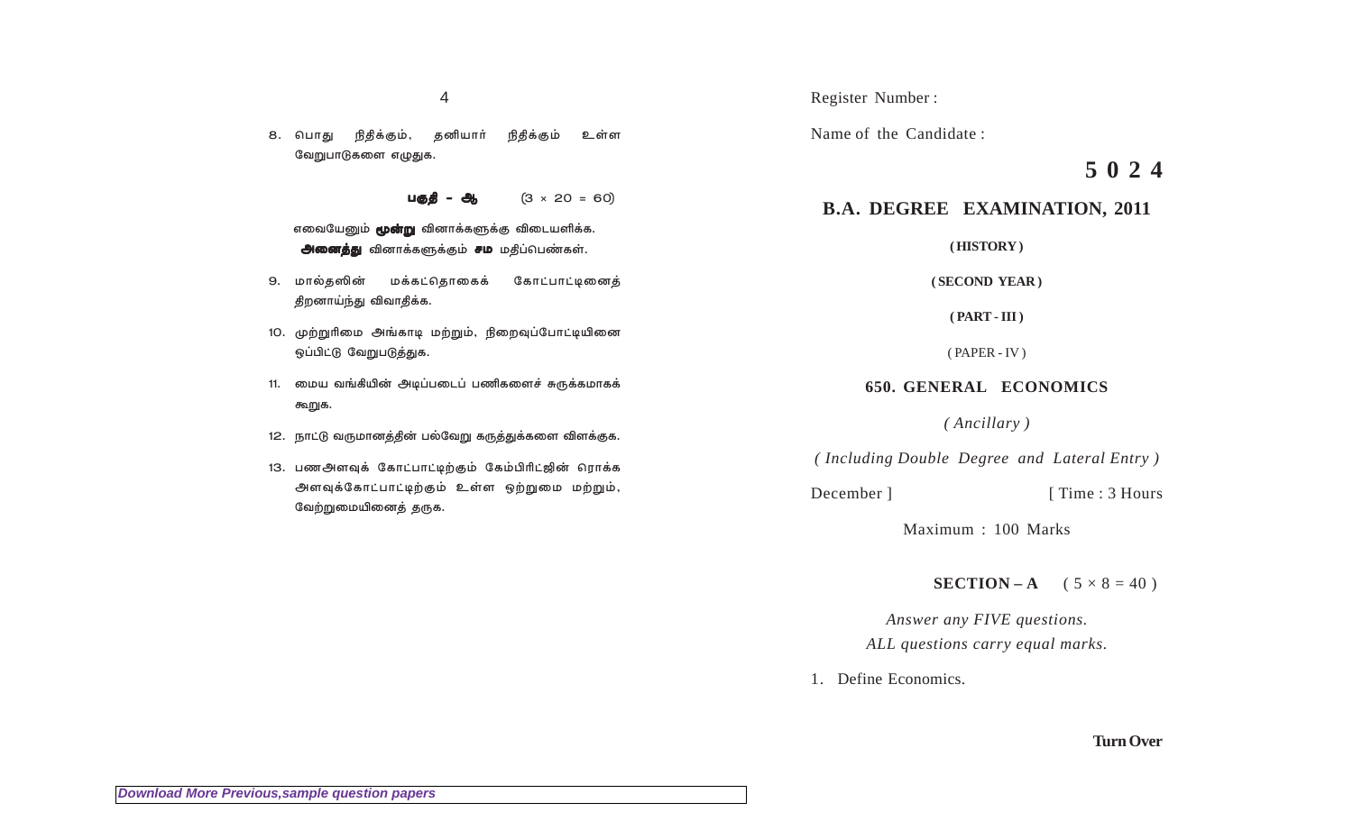8. பொது நிதிக்கும், தனியார் நிதிக்கும் உள்ள வேறுபாடுகளை எழுதுக.

**பகுதி – ஆ** (3 × 20 = 60)

எவையேனும் **மூன்று** வினாக்களுக்கு விடையளிக்க. **அனைத்து** வினாக்களுக்கும் **சம** மதிப்பெண்கள்.

9. மால்தஸின் மக்கட்தொகைக் கோட்பாட்டினைத் திறனாய்ந்து விவாதிக்க.

10. முற்றுரிமை அங்காடி மற்றும், நிறைவுப்போட்டியினை ஒப்பிட்டு வேறுபடுத்துக.

11. மைய வங்கியின் அடிப்படைப் பணிகளைச் சுருக்கமாகக் கூறுக.

12. நாட்டு வருமானத்தின் பல்வேறு கருத்துக்களை விளக்குக.

13. பணஅளவுக் கோட்பாட்டிற்கும் கேம்பிரிட்ஜின் ரொக்க அளவுக்கோட்பாட்டிற்கும் உள்ள ஒற்றுமை மற்றும், வேற்றுமையினைத் தருக.

Register Number :

Name of the Candidate :

# 5 0 2 4

## B.A. DEGREE EXAMINATION, 2011

**( HISTORY )**

**( SECOND YEAR )**

**( PART - III )**

( PAPER - IV )

### 650. GENERAL ECONOMICS

*( Ancillary )*

*( Including Double Degree and Lateral Entry )*

December ] [ Time : 3 Hours

Maximum : 100 Marks

**SECTION – A** ( 5 × 8 = 40 )

*Answer any FIVE questions.*
*ALL questions carry equal marks.*

1. Define Economics.

**Turn Over**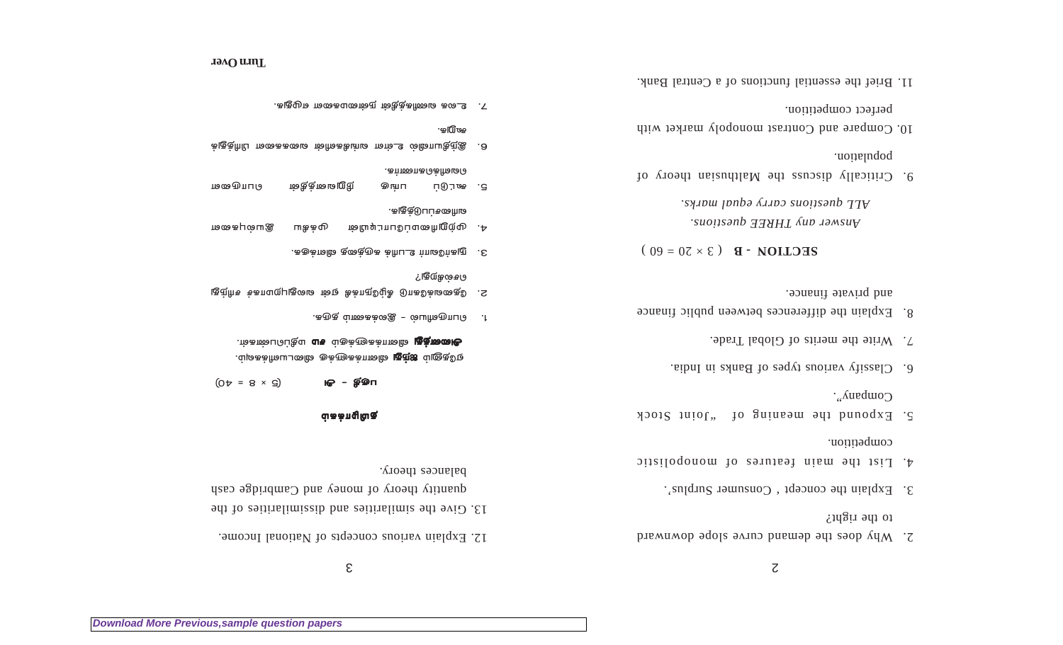2. Why does the demand curve slope downward to the right?

3. Explain the concept ' Consumer Surplus'.

4. List the main features of monopolistic competition.

5. Expound the meaning of "Joint Stock Company".

6. Classify various types of Banks in India.

7. Write the merits of Global Trade.

8. Explain the differences between public finance and private finance.

## SECTION - B ( 3 × 20 = 60 )

*Answer any THREE questions.*

*ALL questions carry equal marks.*

9. Critically discuss the Malthusian theory of population.

10. Compare and Contrast monopoly market with perfect competition.

11. Brief the essential functions of a Central Bank.

12. Explain various concepts of National Income.

13. Give the similarities and dissimilarities of the quantity theory of money and Cambridge cash balances theory.

## தமிழாக்கம்

**பகுதி – அ** (5 × 8 = 40)

ஏதேனும் **ஐந்து** வினாக்களுக்கு விடையளிக்கவும்.

**அனைத்து** வினாக்களுக்கும் **சம** மதிப்பெண்கள்.

1. பொருளியல் – இலக்கணம் தருக.

2. தேவைக்கோடு கீழ்நோக்கி ஏன் வலதுபுறமாகச் சரிகிறது?

3. நுகர்வோர் உபரி கருத்தை விளக்குக.

4. முற்றுரிமைப்போட்டியின் முக்கிய இயல்புகளை வரிசைப்படுத்துக.

5. கூட்டுப் பங்கு நிறுமத்தின் பொருளை வெளிக்கொணர்க.

6. இந்தியாவில் உள்ள வங்கிகளின் வகைகளை பிரித்துக் காட்டுக.

7. உலக வணிகத்தின் நன்மைகளை எழுதுக.